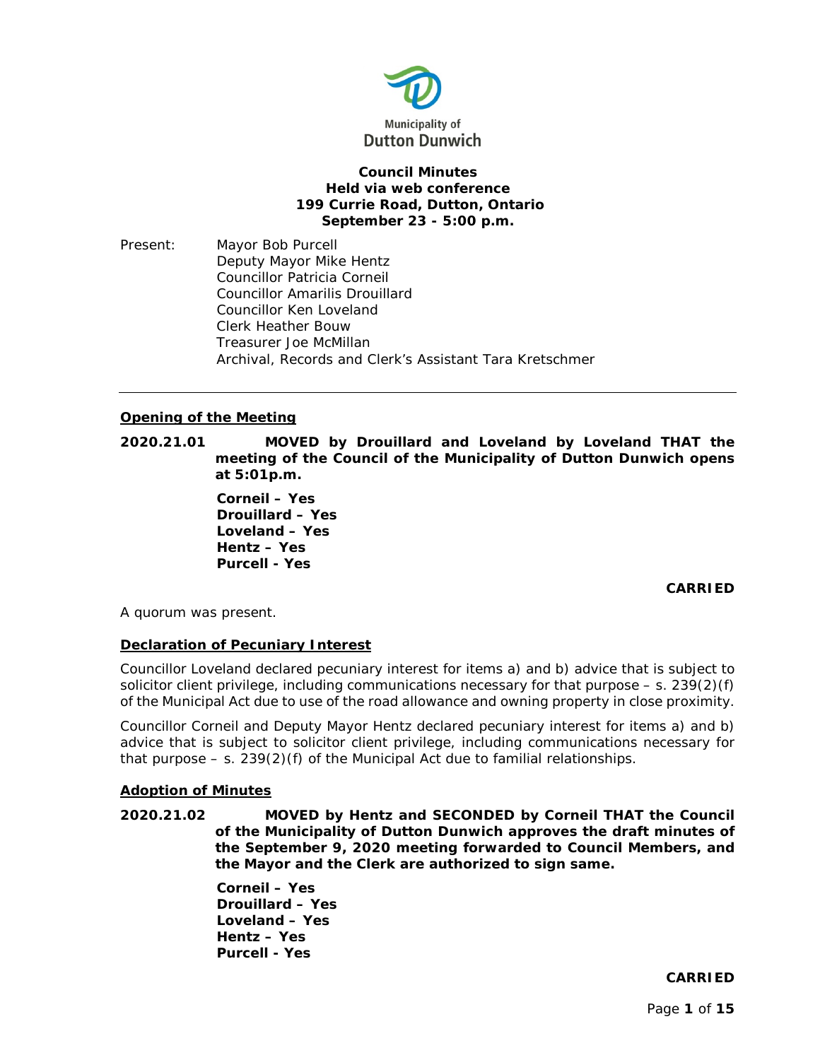Municipality of
Dutton Dunwich

**Council Minutes**
**Held via web conference**
**199 Currie Road, Dutton, Ontario**
**September 23 - 5:00 p.m.**

Present: Mayor Bob Purcell
Deputy Mayor Mike Hentz
Councillor Patricia Corneil
Councillor Amarilis Drouillard
Councillor Ken Loveland
Clerk Heather Bouw
Treasurer Joe McMillan
Archival, Records and Clerk's Assistant Tara Kretschmer

---

## Opening of the Meeting

**2020.21.01 MOVED by Drouillard and Loveland by Loveland THAT the meeting of the Council of the Municipality of Dutton Dunwich opens at 5:01p.m.**

**Corneil – Yes**
**Drouillard – Yes**
**Loveland – Yes**
**Hentz – Yes**
**Purcell - Yes**

**CARRIED**

A quorum was present.

## Declaration of Pecuniary Interest

Councillor Loveland declared pecuniary interest for items a) and b) advice that is subject to solicitor client privilege, including communications necessary for that purpose – s. 239(2)(f) of the Municipal Act due to use of the road allowance and owning property in close proximity.

Councillor Corneil and Deputy Mayor Hentz declared pecuniary interest for items a) and b) advice that is subject to solicitor client privilege, including communications necessary for that purpose – s. 239(2)(f) of the Municipal Act due to familial relationships.

## Adoption of Minutes

**2020.21.02 MOVED by Hentz and SECONDED by Corneil THAT the Council of the Municipality of Dutton Dunwich approves the draft minutes of the September 9, 2020 meeting forwarded to Council Members, and the Mayor and the Clerk are authorized to sign same.**

**Corneil – Yes**
**Drouillard – Yes**
**Loveland – Yes**
**Hentz – Yes**
**Purcell - Yes**

**CARRIED**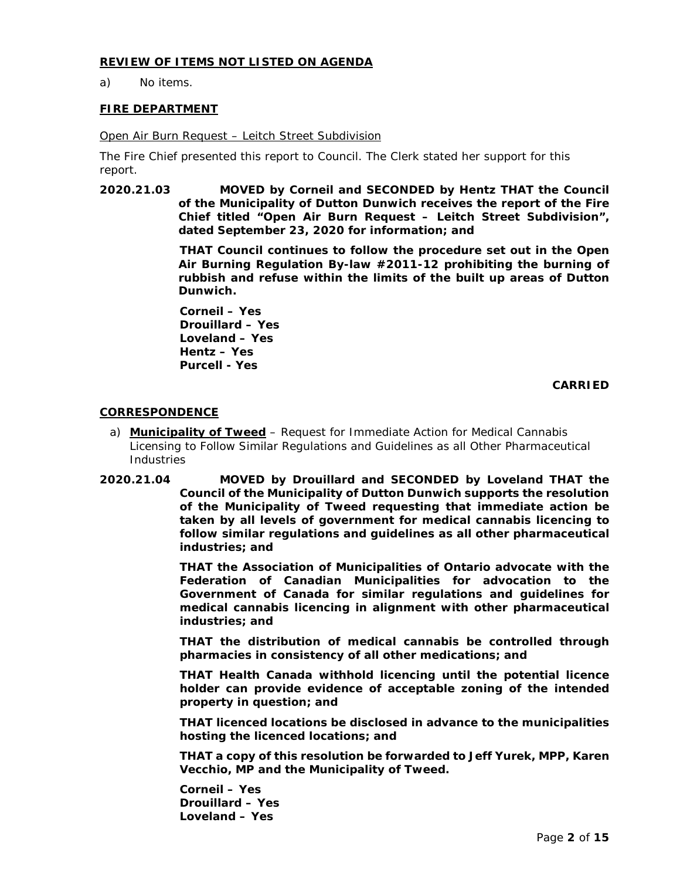## REVIEW OF ITEMS NOT LISTED ON AGENDA

a) No items.

## FIRE DEPARTMENT

Open Air Burn Request – Leitch Street Subdivision

The Fire Chief presented this report to Council. The Clerk stated her support for this report.

**2020.21.03 MOVED by Corneil and SECONDED by Hentz THAT the Council of the Municipality of Dutton Dunwich receives the report of the Fire Chief titled "Open Air Burn Request – Leitch Street Subdivision", dated September 23, 2020 for information; and**

**THAT Council continues to follow the procedure set out in the Open Air Burning Regulation By-law #2011-12 prohibiting the burning of rubbish and refuse within the limits of the built up areas of Dutton Dunwich.**

**Corneil – Yes**
**Drouillard – Yes**
**Loveland – Yes**
**Hentz – Yes**
**Purcell - Yes**

**CARRIED**

## CORRESPONDENCE

a) **Municipality of Tweed** – Request for Immediate Action for Medical Cannabis Licensing to Follow Similar Regulations and Guidelines as all Other Pharmaceutical Industries

**2020.21.04 MOVED by Drouillard and SECONDED by Loveland THAT the Council of the Municipality of Dutton Dunwich supports the resolution of the Municipality of Tweed requesting that immediate action be taken by all levels of government for medical cannabis licencing to follow similar regulations and guidelines as all other pharmaceutical industries; and**

**THAT the Association of Municipalities of Ontario advocate with the Federation of Canadian Municipalities for advocation to the Government of Canada for similar regulations and guidelines for medical cannabis licencing in alignment with other pharmaceutical industries; and**

**THAT the distribution of medical cannabis be controlled through pharmacies in consistency of all other medications; and**

**THAT Health Canada withhold licencing until the potential licence holder can provide evidence of acceptable zoning of the intended property in question; and**

**THAT licenced locations be disclosed in advance to the municipalities hosting the licenced locations; and**

**THAT a copy of this resolution be forwarded to Jeff Yurek, MPP, Karen Vecchio, MP and the Municipality of Tweed.**

**Corneil – Yes**
**Drouillard – Yes**
**Loveland – Yes**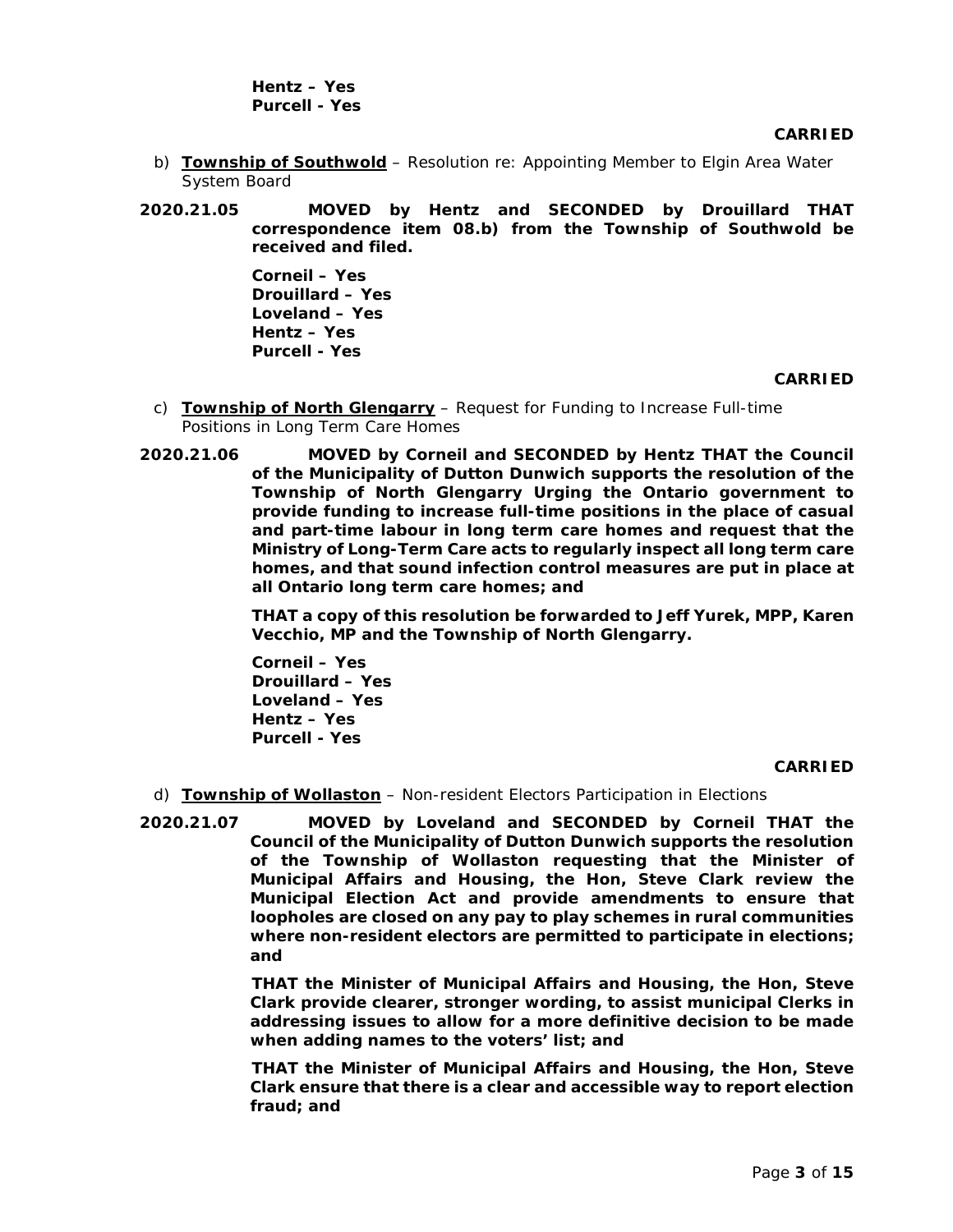**Hentz – Yes**
**Purcell - Yes**

**CARRIED**

b) **Township of Southwold** – Resolution re: Appointing Member to Elgin Area Water System Board

**2020.21.05 MOVED by Hentz and SECONDED by Drouillard THAT correspondence item 08.b) from the Township of Southwold be received and filed.**

**Corneil – Yes**
**Drouillard – Yes**
**Loveland – Yes**
**Hentz – Yes**
**Purcell - Yes**

**CARRIED**

c) **Township of North Glengarry** – Request for Funding to Increase Full-time Positions in Long Term Care Homes

**2020.21.06 MOVED by Corneil and SECONDED by Hentz THAT the Council of the Municipality of Dutton Dunwich supports the resolution of the Township of North Glengarry Urging the Ontario government to provide funding to increase full-time positions in the place of casual and part-time labour in long term care homes and request that the Ministry of Long-Term Care acts to regularly inspect all long term care homes, and that sound infection control measures are put in place at all Ontario long term care homes; and**

**THAT a copy of this resolution be forwarded to Jeff Yurek, MPP, Karen Vecchio, MP and the Township of North Glengarry.**

**Corneil – Yes**
**Drouillard – Yes**
**Loveland – Yes**
**Hentz – Yes**
**Purcell - Yes**

**CARRIED**

d) **Township of Wollaston** – Non-resident Electors Participation in Elections

**2020.21.07 MOVED by Loveland and SECONDED by Corneil THAT the Council of the Municipality of Dutton Dunwich supports the resolution of the Township of Wollaston requesting that the Minister of Municipal Affairs and Housing, the Hon, Steve Clark review the Municipal Election Act and provide amendments to ensure that loopholes are closed on any pay to play schemes in rural communities where non-resident electors are permitted to participate in elections; and**

**THAT the Minister of Municipal Affairs and Housing, the Hon, Steve Clark provide clearer, stronger wording, to assist municipal Clerks in addressing issues to allow for a more definitive decision to be made when adding names to the voters' list; and**

**THAT the Minister of Municipal Affairs and Housing, the Hon, Steve Clark ensure that there is a clear and accessible way to report election fraud; and**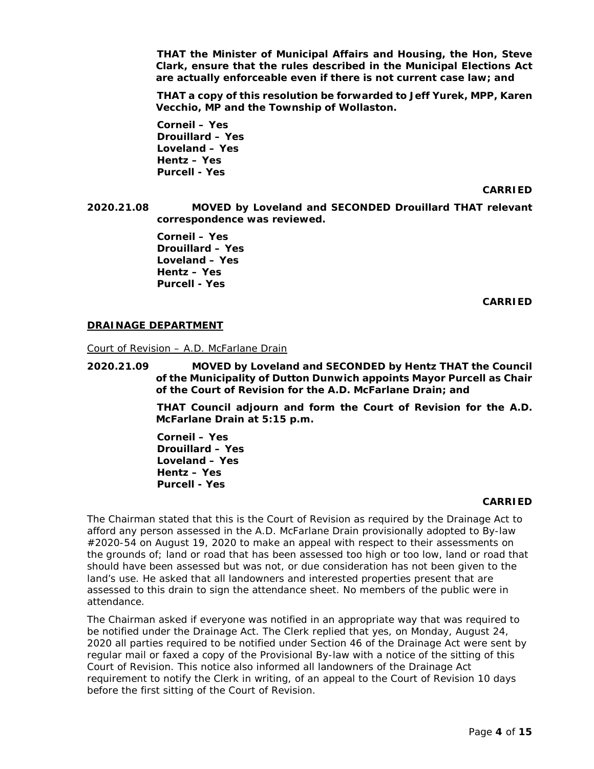**THAT the Minister of Municipal Affairs and Housing, the Hon, Steve Clark, ensure that the rules described in the Municipal Elections Act are actually enforceable even if there is not current case law; and**

**THAT a copy of this resolution be forwarded to Jeff Yurek, MPP, Karen Vecchio, MP and the Township of Wollaston.**

**Corneil – Yes**
**Drouillard – Yes**
**Loveland – Yes**
**Hentz – Yes**
**Purcell - Yes**

**CARRIED**

**2020.21.08 MOVED by Loveland and SECONDED Drouillard THAT relevant correspondence was reviewed.**

**Corneil – Yes**
**Drouillard – Yes**
**Loveland – Yes**
**Hentz – Yes**
**Purcell - Yes**

**CARRIED**

## DRAINAGE DEPARTMENT

Court of Revision – A.D. McFarlane Drain

**2020.21.09 MOVED by Loveland and SECONDED by Hentz THAT the Council of the Municipality of Dutton Dunwich appoints Mayor Purcell as Chair of the Court of Revision for the A.D. McFarlane Drain; and**

**THAT Council adjourn and form the Court of Revision for the A.D. McFarlane Drain at 5:15 p.m.**

**Corneil – Yes**
**Drouillard – Yes**
**Loveland – Yes**
**Hentz – Yes**
**Purcell - Yes**

**CARRIED**

The Chairman stated that this is the Court of Revision as required by the Drainage Act to afford any person assessed in the A.D. McFarlane Drain provisionally adopted to By-law #2020-54 on August 19, 2020 to make an appeal with respect to their assessments on the grounds of; land or road that has been assessed too high or too low, land or road that should have been assessed but was not, or due consideration has not been given to the land's use. He asked that all landowners and interested properties present that are assessed to this drain to sign the attendance sheet. No members of the public were in attendance.

The Chairman asked if everyone was notified in an appropriate way that was required to be notified under the Drainage Act. The Clerk replied that yes, on Monday, August 24, 2020 all parties required to be notified under Section 46 of the Drainage Act were sent by regular mail or faxed a copy of the Provisional By-law with a notice of the sitting of this Court of Revision. This notice also informed all landowners of the Drainage Act requirement to notify the Clerk in writing, of an appeal to the Court of Revision 10 days before the first sitting of the Court of Revision.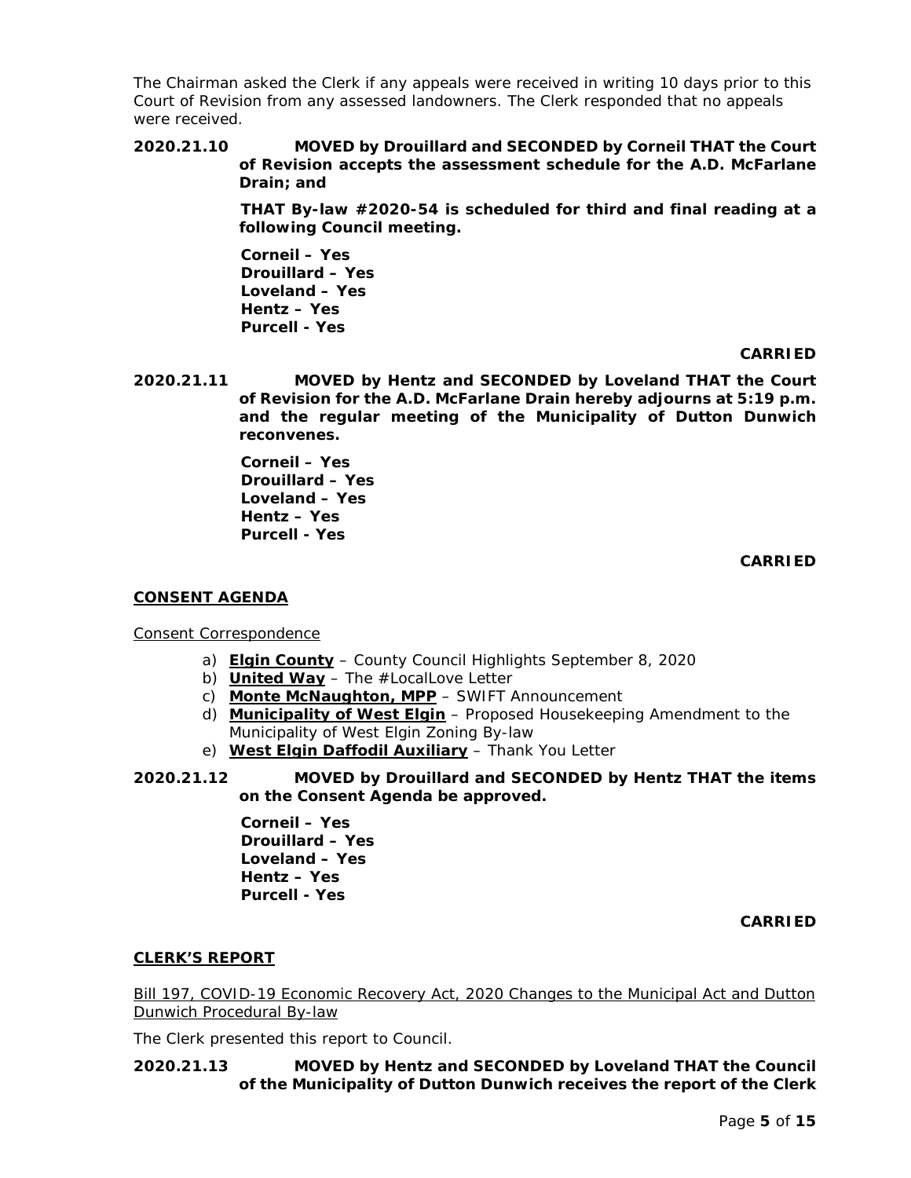The Chairman asked the Clerk if any appeals were received in writing 10 days prior to this Court of Revision from any assessed landowners. The Clerk responded that no appeals were received.

**2020.21.10 MOVED by Drouillard and SECONDED by Corneil THAT the Court of Revision accepts the assessment schedule for the A.D. McFarlane Drain; and**

**THAT By-law #2020-54 is scheduled for third and final reading at a following Council meeting.**

**Corneil – Yes**
**Drouillard – Yes**
**Loveland – Yes**
**Hentz – Yes**
**Purcell - Yes**

**CARRIED**

**2020.21.11 MOVED by Hentz and SECONDED by Loveland THAT the Court of Revision for the A.D. McFarlane Drain hereby adjourns at 5:19 p.m. and the regular meeting of the Municipality of Dutton Dunwich reconvenes.**

**Corneil – Yes**
**Drouillard – Yes**
**Loveland – Yes**
**Hentz – Yes**
**Purcell - Yes**

**CARRIED**

## CONSENT AGENDA

Consent Correspondence

a) **Elgin County** – County Council Highlights September 8, 2020
b) **United Way** – The #LocalLove Letter
c) **Monte McNaughton, MPP** – SWIFT Announcement
d) **Municipality of West Elgin** – Proposed Housekeeping Amendment to the Municipality of West Elgin Zoning By-law
e) **West Elgin Daffodil Auxiliary** – Thank You Letter

**2020.21.12 MOVED by Drouillard and SECONDED by Hentz THAT the items on the Consent Agenda be approved.**

**Corneil – Yes**
**Drouillard – Yes**
**Loveland – Yes**
**Hentz – Yes**
**Purcell - Yes**

**CARRIED**

## CLERK'S REPORT

Bill 197, COVID-19 Economic Recovery Act, 2020 Changes to the Municipal Act and Dutton Dunwich Procedural By-law

The Clerk presented this report to Council.

**2020.21.13 MOVED by Hentz and SECONDED by Loveland THAT the Council of the Municipality of Dutton Dunwich receives the report of the Clerk**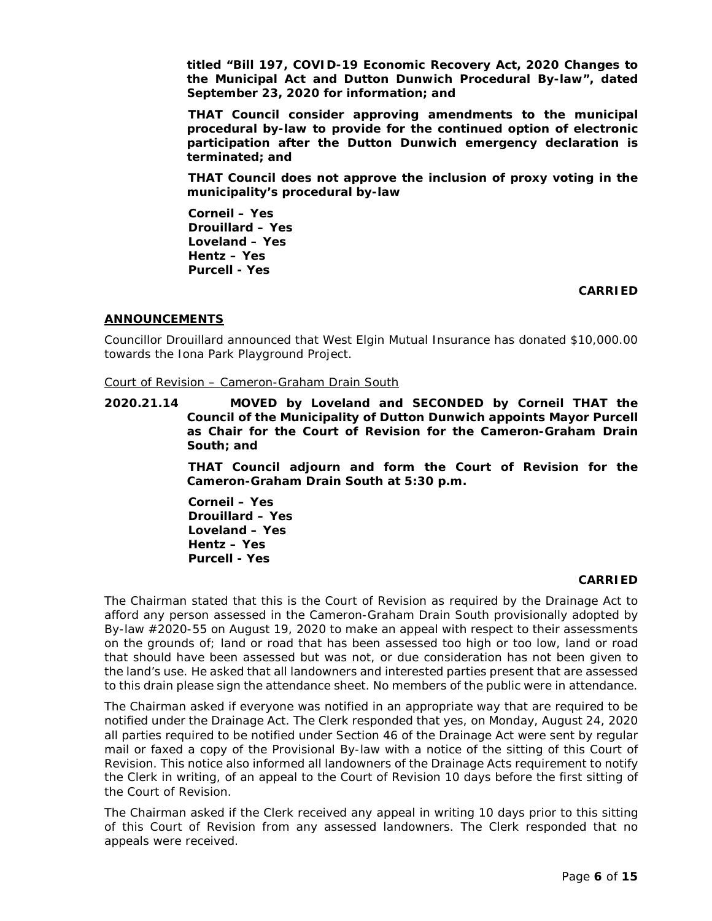**titled "Bill 197, COVID-19 Economic Recovery Act, 2020 Changes to the Municipal Act and Dutton Dunwich Procedural By-law", dated September 23, 2020 for information; and**

**THAT Council consider approving amendments to the municipal procedural by-law to provide for the continued option of electronic participation after the Dutton Dunwich emergency declaration is terminated; and**

**THAT Council does not approve the inclusion of proxy voting in the municipality's procedural by-law**

**Corneil – Yes**
**Drouillard – Yes**
**Loveland – Yes**
**Hentz – Yes**
**Purcell - Yes**

**CARRIED**

## ANNOUNCEMENTS

Councillor Drouillard announced that West Elgin Mutual Insurance has donated $10,000.00 towards the Iona Park Playground Project.

Court of Revision – Cameron-Graham Drain South

**2020.21.14 MOVED by Loveland and SECONDED by Corneil THAT the Council of the Municipality of Dutton Dunwich appoints Mayor Purcell as Chair for the Court of Revision for the Cameron-Graham Drain South; and**

**THAT Council adjourn and form the Court of Revision for the Cameron-Graham Drain South at 5:30 p.m.**

**Corneil – Yes**
**Drouillard – Yes**
**Loveland – Yes**
**Hentz – Yes**
**Purcell - Yes**

**CARRIED**

The Chairman stated that this is the Court of Revision as required by the Drainage Act to afford any person assessed in the Cameron-Graham Drain South provisionally adopted by By-law #2020-55 on August 19, 2020 to make an appeal with respect to their assessments on the grounds of; land or road that has been assessed too high or too low, land or road that should have been assessed but was not, or due consideration has not been given to the land's use. He asked that all landowners and interested parties present that are assessed to this drain please sign the attendance sheet. No members of the public were in attendance.

The Chairman asked if everyone was notified in an appropriate way that are required to be notified under the Drainage Act. The Clerk responded that yes, on Monday, August 24, 2020 all parties required to be notified under Section 46 of the Drainage Act were sent by regular mail or faxed a copy of the Provisional By-law with a notice of the sitting of this Court of Revision. This notice also informed all landowners of the Drainage Acts requirement to notify the Clerk in writing, of an appeal to the Court of Revision 10 days before the first sitting of the Court of Revision.

The Chairman asked if the Clerk received any appeal in writing 10 days prior to this sitting of this Court of Revision from any assessed landowners. The Clerk responded that no appeals were received.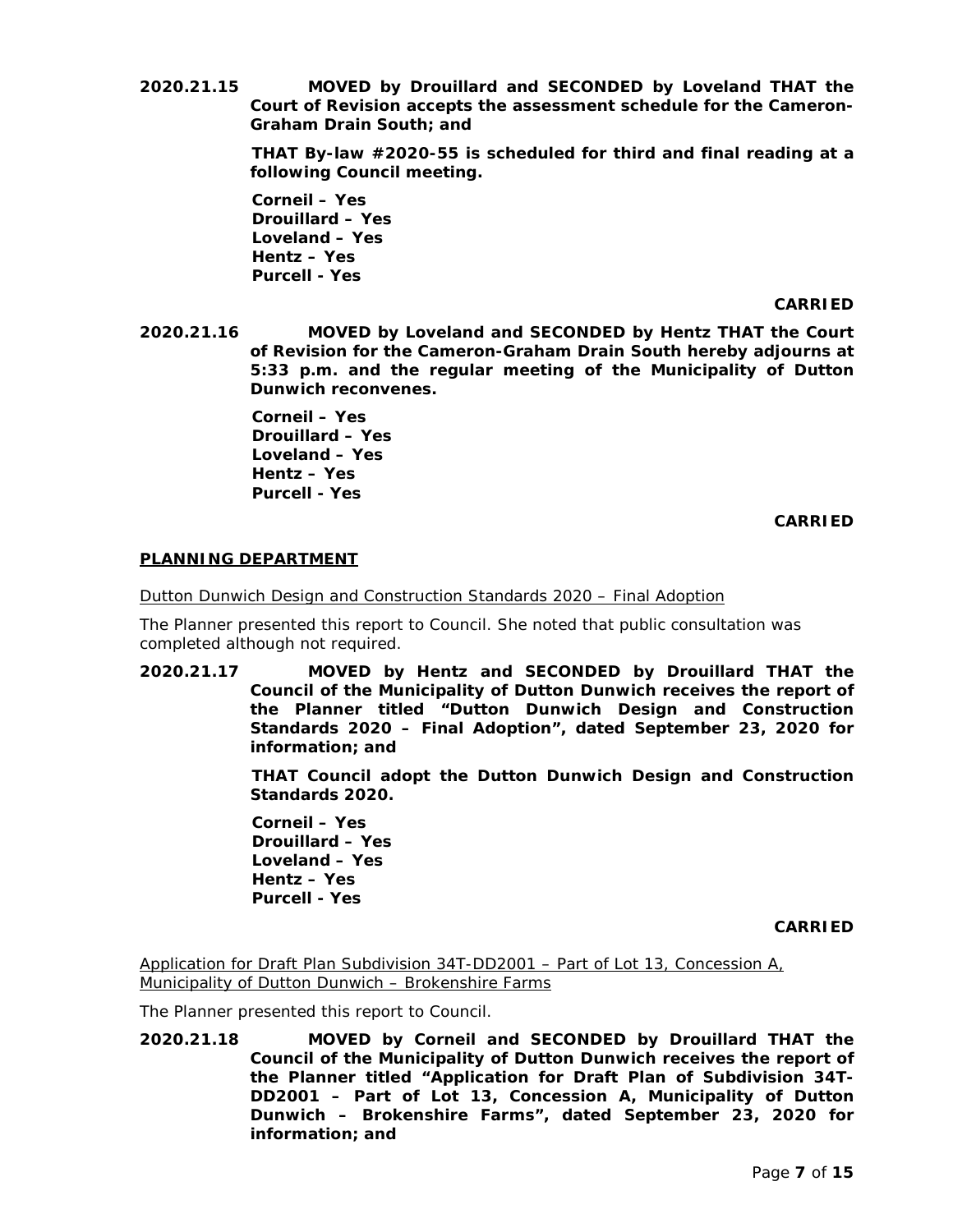**2020.21.15 MOVED by Drouillard and SECONDED by Loveland THAT the Court of Revision accepts the assessment schedule for the Cameron-Graham Drain South; and**

**THAT By-law #2020-55 is scheduled for third and final reading at a following Council meeting.**

**Corneil – Yes**
**Drouillard – Yes**
**Loveland – Yes**
**Hentz – Yes**
**Purcell - Yes**

**CARRIED**

**2020.21.16 MOVED by Loveland and SECONDED by Hentz THAT the Court of Revision for the Cameron-Graham Drain South hereby adjourns at 5:33 p.m. and the regular meeting of the Municipality of Dutton Dunwich reconvenes.**

**Corneil – Yes**
**Drouillard – Yes**
**Loveland – Yes**
**Hentz – Yes**
**Purcell - Yes**

**CARRIED**

## PLANNING DEPARTMENT

Dutton Dunwich Design and Construction Standards 2020 – Final Adoption

The Planner presented this report to Council. She noted that public consultation was completed although not required.

**2020.21.17 MOVED by Hentz and SECONDED by Drouillard THAT the Council of the Municipality of Dutton Dunwich receives the report of the Planner titled "Dutton Dunwich Design and Construction Standards 2020 – Final Adoption", dated September 23, 2020 for information; and**

**THAT Council adopt the Dutton Dunwich Design and Construction Standards 2020.**

**Corneil – Yes**
**Drouillard – Yes**
**Loveland – Yes**
**Hentz – Yes**
**Purcell - Yes**

**CARRIED**

Application for Draft Plan Subdivision 34T-DD2001 – Part of Lot 13, Concession A, Municipality of Dutton Dunwich – Brokenshire Farms

The Planner presented this report to Council.

**2020.21.18 MOVED by Corneil and SECONDED by Drouillard THAT the Council of the Municipality of Dutton Dunwich receives the report of the Planner titled "Application for Draft Plan of Subdivision 34T-DD2001 – Part of Lot 13, Concession A, Municipality of Dutton Dunwich – Brokenshire Farms", dated September 23, 2020 for information; and**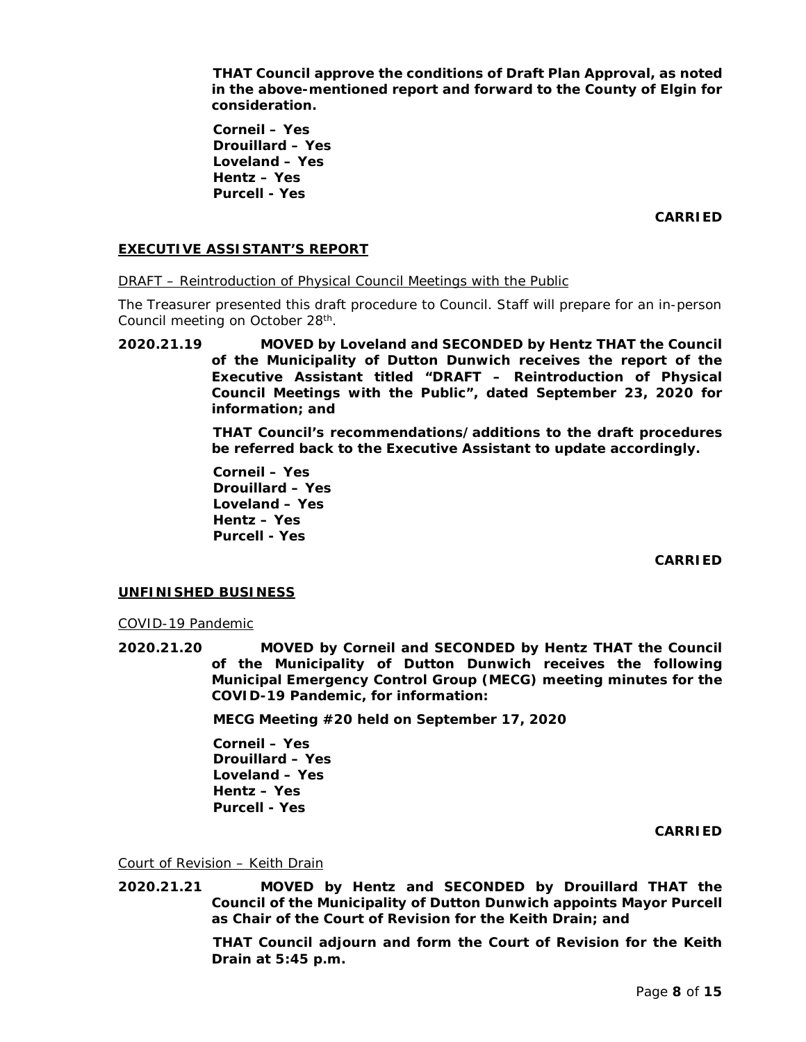**THAT Council approve the conditions of Draft Plan Approval, as noted in the above-mentioned report and forward to the County of Elgin for consideration.**

**Corneil – Yes**
**Drouillard – Yes**
**Loveland – Yes**
**Hentz – Yes**
**Purcell - Yes**

**CARRIED**

## EXECUTIVE ASSISTANT'S REPORT

DRAFT – Reintroduction of Physical Council Meetings with the Public

The Treasurer presented this draft procedure to Council. Staff will prepare for an in-person Council meeting on October 28th.

**2020.21.19 MOVED by Loveland and SECONDED by Hentz THAT the Council of the Municipality of Dutton Dunwich receives the report of the Executive Assistant titled "DRAFT – Reintroduction of Physical Council Meetings with the Public", dated September 23, 2020 for information; and**

**THAT Council's recommendations/additions to the draft procedures be referred back to the Executive Assistant to update accordingly.**

**Corneil – Yes**
**Drouillard – Yes**
**Loveland – Yes**
**Hentz – Yes**
**Purcell - Yes**

**CARRIED**

## UNFINISHED BUSINESS

COVID-19 Pandemic

**2020.21.20 MOVED by Corneil and SECONDED by Hentz THAT the Council of the Municipality of Dutton Dunwich receives the following Municipal Emergency Control Group (MECG) meeting minutes for the COVID-19 Pandemic, for information:**

**MECG Meeting #20 held on September 17, 2020**

**Corneil – Yes**
**Drouillard – Yes**
**Loveland – Yes**
**Hentz – Yes**
**Purcell - Yes**

**CARRIED**

Court of Revision – Keith Drain

**2020.21.21 MOVED by Hentz and SECONDED by Drouillard THAT the Council of the Municipality of Dutton Dunwich appoints Mayor Purcell as Chair of the Court of Revision for the Keith Drain; and**

**THAT Council adjourn and form the Court of Revision for the Keith Drain at 5:45 p.m.**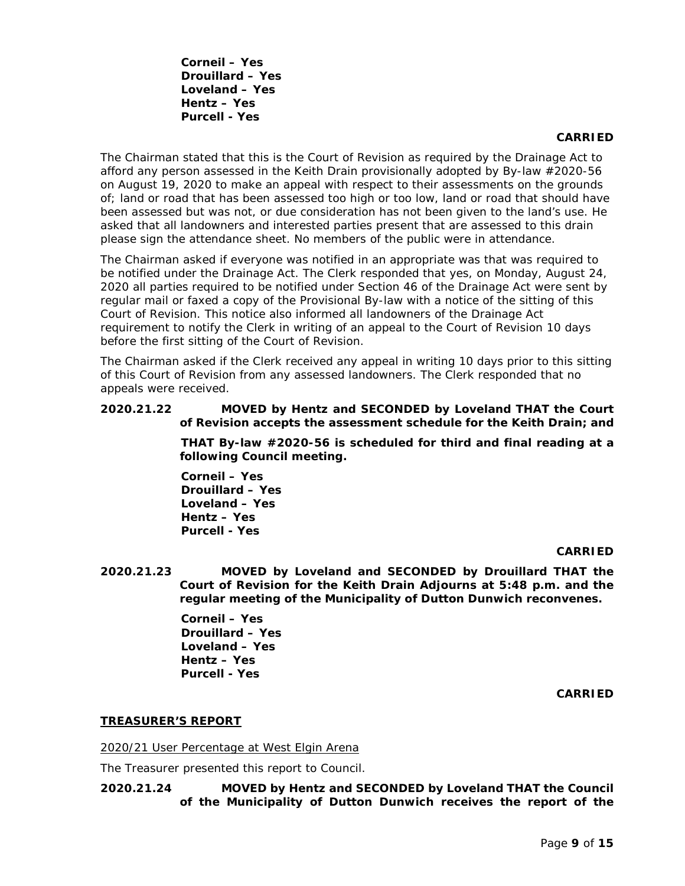**Corneil – Yes**
**Drouillard – Yes**
**Loveland – Yes**
**Hentz – Yes**
**Purcell - Yes**

**CARRIED**

The Chairman stated that this is the Court of Revision as required by the Drainage Act to afford any person assessed in the Keith Drain provisionally adopted by By-law #2020-56 on August 19, 2020 to make an appeal with respect to their assessments on the grounds of; land or road that has been assessed too high or too low, land or road that should have been assessed but was not, or due consideration has not been given to the land's use. He asked that all landowners and interested parties present that are assessed to this drain please sign the attendance sheet. No members of the public were in attendance.

The Chairman asked if everyone was notified in an appropriate was that was required to be notified under the Drainage Act. The Clerk responded that yes, on Monday, August 24, 2020 all parties required to be notified under Section 46 of the Drainage Act were sent by regular mail or faxed a copy of the Provisional By-law with a notice of the sitting of this Court of Revision. This notice also informed all landowners of the Drainage Act requirement to notify the Clerk in writing of an appeal to the Court of Revision 10 days before the first sitting of the Court of Revision.

The Chairman asked if the Clerk received any appeal in writing 10 days prior to this sitting of this Court of Revision from any assessed landowners. The Clerk responded that no appeals were received.

**2020.21.22 MOVED by Hentz and SECONDED by Loveland THAT the Court of Revision accepts the assessment schedule for the Keith Drain; and**

**THAT By-law #2020-56 is scheduled for third and final reading at a following Council meeting.**

**Corneil – Yes**
**Drouillard – Yes**
**Loveland – Yes**
**Hentz – Yes**
**Purcell - Yes**

**CARRIED**

**2020.21.23 MOVED by Loveland and SECONDED by Drouillard THAT the Court of Revision for the Keith Drain Adjourns at 5:48 p.m. and the regular meeting of the Municipality of Dutton Dunwich reconvenes.**

**Corneil – Yes**
**Drouillard – Yes**
**Loveland – Yes**
**Hentz – Yes**
**Purcell - Yes**

**CARRIED**

## TREASURER'S REPORT

2020/21 User Percentage at West Elgin Arena

The Treasurer presented this report to Council.

**2020.21.24 MOVED by Hentz and SECONDED by Loveland THAT the Council of the Municipality of Dutton Dunwich receives the report of the**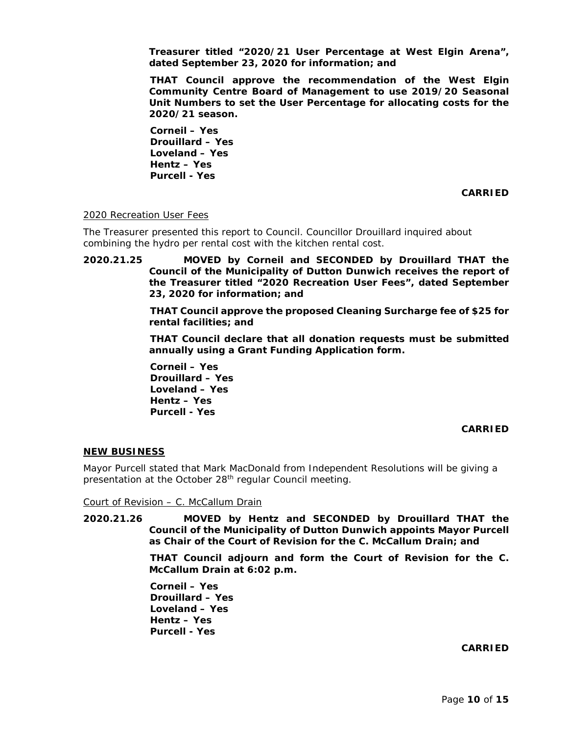**Treasurer titled "2020/21 User Percentage at West Elgin Arena", dated September 23, 2020 for information; and**

**THAT Council approve the recommendation of the West Elgin Community Centre Board of Management to use 2019/20 Seasonal Unit Numbers to set the User Percentage for allocating costs for the 2020/21 season.**

**Corneil – Yes**
**Drouillard – Yes**
**Loveland – Yes**
**Hentz – Yes**
**Purcell - Yes**

**CARRIED**

2020 Recreation User Fees

The Treasurer presented this report to Council. Councillor Drouillard inquired about combining the hydro per rental cost with the kitchen rental cost.

**2020.21.25 MOVED by Corneil and SECONDED by Drouillard THAT the Council of the Municipality of Dutton Dunwich receives the report of the Treasurer titled "2020 Recreation User Fees", dated September 23, 2020 for information; and**

**THAT Council approve the proposed Cleaning Surcharge fee of $25 for rental facilities; and**

**THAT Council declare that all donation requests must be submitted annually using a Grant Funding Application form.**

**Corneil – Yes**
**Drouillard – Yes**
**Loveland – Yes**
**Hentz – Yes**
**Purcell - Yes**

**CARRIED**

## NEW BUSINESS

Mayor Purcell stated that Mark MacDonald from Independent Resolutions will be giving a presentation at the October 28th regular Council meeting.

Court of Revision – C. McCallum Drain

**2020.21.26 MOVED by Hentz and SECONDED by Drouillard THAT the Council of the Municipality of Dutton Dunwich appoints Mayor Purcell as Chair of the Court of Revision for the C. McCallum Drain; and**

**THAT Council adjourn and form the Court of Revision for the C. McCallum Drain at 6:02 p.m.**

**Corneil – Yes**
**Drouillard – Yes**
**Loveland – Yes**
**Hentz – Yes**
**Purcell - Yes**

**CARRIED**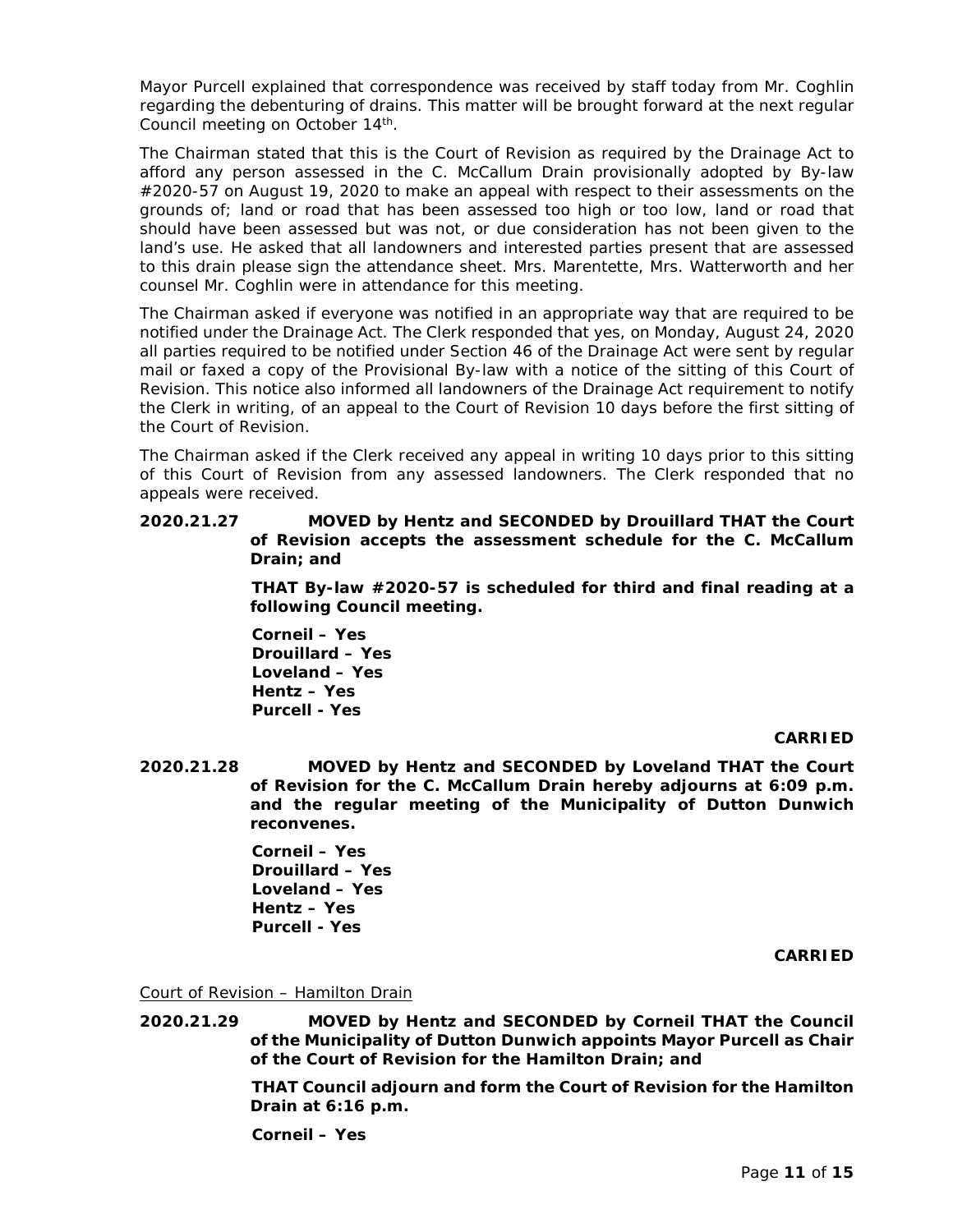Mayor Purcell explained that correspondence was received by staff today from Mr. Coghlin regarding the debenturing of drains. This matter will be brought forward at the next regular Council meeting on October 14th.

The Chairman stated that this is the Court of Revision as required by the Drainage Act to afford any person assessed in the C. McCallum Drain provisionally adopted by By-law #2020-57 on August 19, 2020 to make an appeal with respect to their assessments on the grounds of; land or road that has been assessed too high or too low, land or road that should have been assessed but was not, or due consideration has not been given to the land's use. He asked that all landowners and interested parties present that are assessed to this drain please sign the attendance sheet. Mrs. Marentette, Mrs. Watterworth and her counsel Mr. Coghlin were in attendance for this meeting.

The Chairman asked if everyone was notified in an appropriate way that are required to be notified under the Drainage Act. The Clerk responded that yes, on Monday, August 24, 2020 all parties required to be notified under Section 46 of the Drainage Act were sent by regular mail or faxed a copy of the Provisional By-law with a notice of the sitting of this Court of Revision. This notice also informed all landowners of the Drainage Act requirement to notify the Clerk in writing, of an appeal to the Court of Revision 10 days before the first sitting of the Court of Revision.

The Chairman asked if the Clerk received any appeal in writing 10 days prior to this sitting of this Court of Revision from any assessed landowners. The Clerk responded that no appeals were received.

**2020.21.27 MOVED by Hentz and SECONDED by Drouillard THAT the Court of Revision accepts the assessment schedule for the C. McCallum Drain; and**

**THAT By-law #2020-57 is scheduled for third and final reading at a following Council meeting.**

**Corneil – Yes**
**Drouillard – Yes**
**Loveland – Yes**
**Hentz – Yes**
**Purcell - Yes**

**CARRIED**

**2020.21.28 MOVED by Hentz and SECONDED by Loveland THAT the Court of Revision for the C. McCallum Drain hereby adjourns at 6:09 p.m. and the regular meeting of the Municipality of Dutton Dunwich reconvenes.**

**Corneil – Yes**
**Drouillard – Yes**
**Loveland – Yes**
**Hentz – Yes**
**Purcell - Yes**

**CARRIED**

<u>Court of Revision – Hamilton Drain</u>

**2020.21.29 MOVED by Hentz and SECONDED by Corneil THAT the Council of the Municipality of Dutton Dunwich appoints Mayor Purcell as Chair of the Court of Revision for the Hamilton Drain; and**

**THAT Council adjourn and form the Court of Revision for the Hamilton Drain at 6:16 p.m.**

**Corneil – Yes**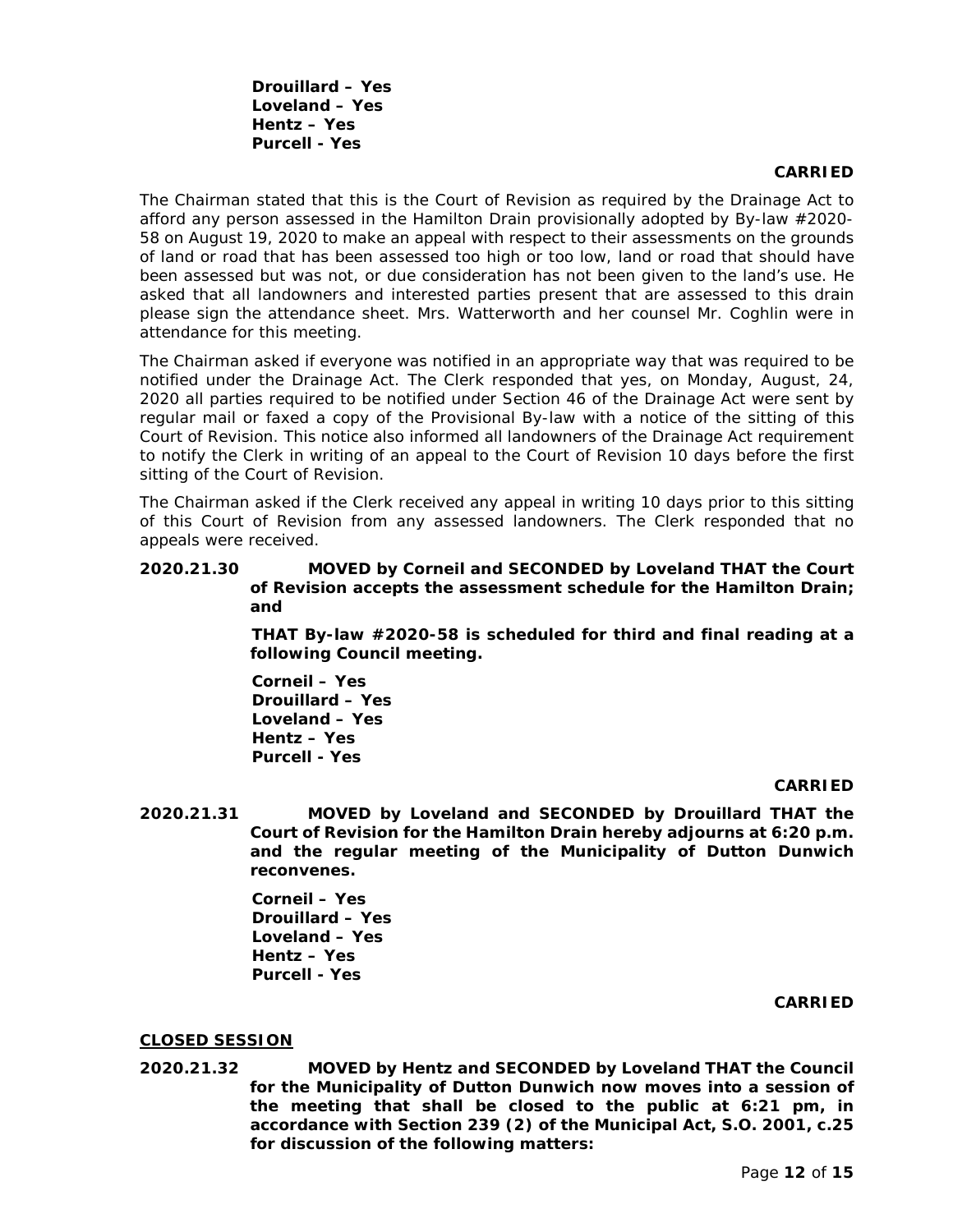**Drouillard – Yes**
**Loveland – Yes**
**Hentz – Yes**
**Purcell - Yes**

**CARRIED**

The Chairman stated that this is the Court of Revision as required by the Drainage Act to afford any person assessed in the Hamilton Drain provisionally adopted by By-law #2020-58 on August 19, 2020 to make an appeal with respect to their assessments on the grounds of land or road that has been assessed too high or too low, land or road that should have been assessed but was not, or due consideration has not been given to the land's use. He asked that all landowners and interested parties present that are assessed to this drain please sign the attendance sheet. Mrs. Watterworth and her counsel Mr. Coghlin were in attendance for this meeting.

The Chairman asked if everyone was notified in an appropriate way that was required to be notified under the Drainage Act. The Clerk responded that yes, on Monday, August, 24, 2020 all parties required to be notified under Section 46 of the Drainage Act were sent by regular mail or faxed a copy of the Provisional By-law with a notice of the sitting of this Court of Revision. This notice also informed all landowners of the Drainage Act requirement to notify the Clerk in writing of an appeal to the Court of Revision 10 days before the first sitting of the Court of Revision.

The Chairman asked if the Clerk received any appeal in writing 10 days prior to this sitting of this Court of Revision from any assessed landowners. The Clerk responded that no appeals were received.

**2020.21.30 MOVED by Corneil and SECONDED by Loveland THAT the Court of Revision accepts the assessment schedule for the Hamilton Drain; and**

**THAT By-law #2020-58 is scheduled for third and final reading at a following Council meeting.**

**Corneil – Yes**
**Drouillard – Yes**
**Loveland – Yes**
**Hentz – Yes**
**Purcell - Yes**

**CARRIED**

**2020.21.31 MOVED by Loveland and SECONDED by Drouillard THAT the Court of Revision for the Hamilton Drain hereby adjourns at 6:20 p.m. and the regular meeting of the Municipality of Dutton Dunwich reconvenes.**

**Corneil – Yes**
**Drouillard – Yes**
**Loveland – Yes**
**Hentz – Yes**
**Purcell - Yes**

**CARRIED**

**CLOSED SESSION**

**2020.21.32 MOVED by Hentz and SECONDED by Loveland THAT the Council for the Municipality of Dutton Dunwich now moves into a session of the meeting that shall be closed to the public at 6:21 pm, in accordance with Section 239 (2) of the Municipal Act, S.O. 2001, c.25 for discussion of the following matters:**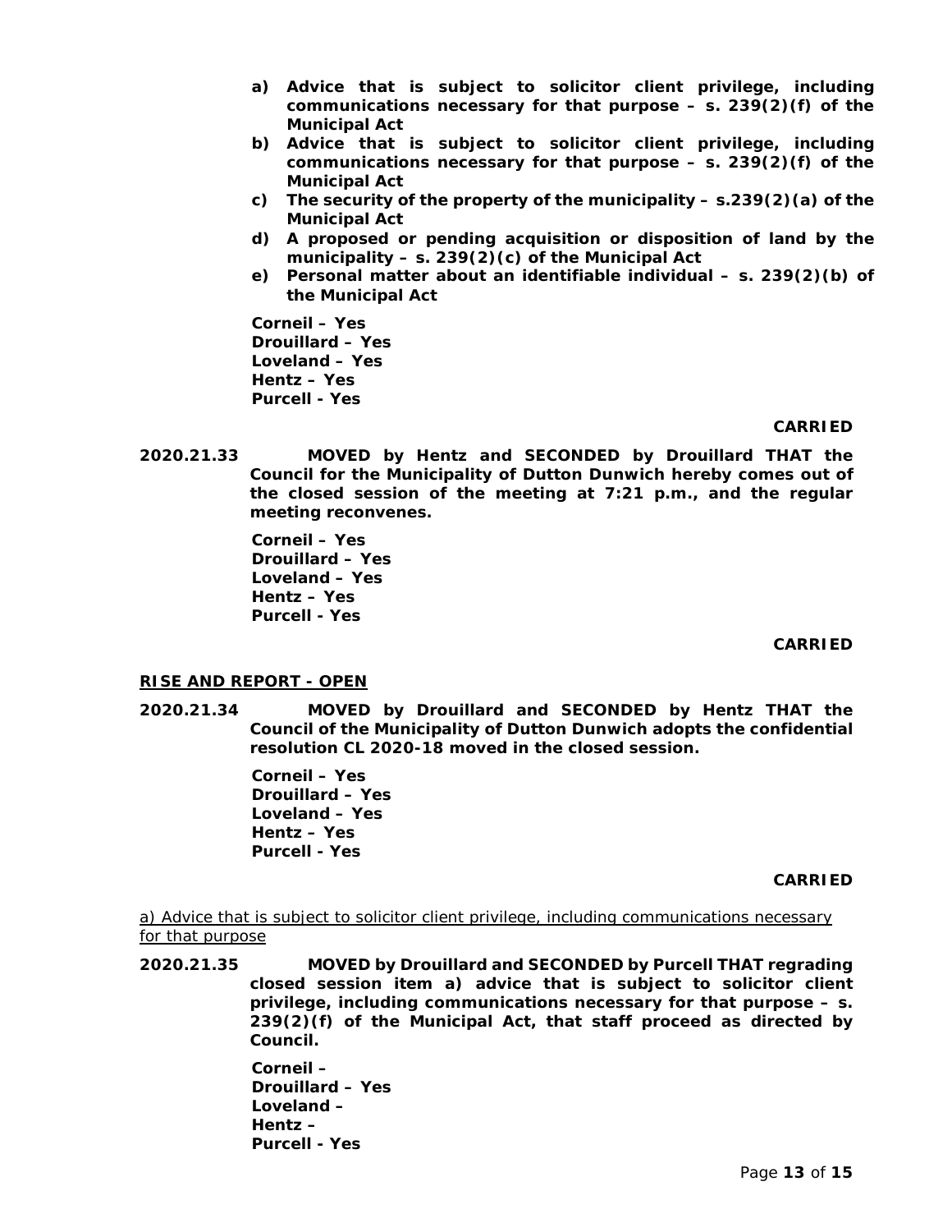**a) Advice that is subject to solicitor client privilege, including communications necessary for that purpose – s. 239(2)(f) of the Municipal Act**

**b) Advice that is subject to solicitor client privilege, including communications necessary for that purpose – s. 239(2)(f) of the Municipal Act**

**c) The security of the property of the municipality – s.239(2)(a) of the Municipal Act**

**d) A proposed or pending acquisition or disposition of land by the municipality – s. 239(2)(c) of the Municipal Act**

**e) Personal matter about an identifiable individual – s. 239(2)(b) of the Municipal Act**

**Corneil – Yes**
**Drouillard – Yes**
**Loveland – Yes**
**Hentz – Yes**
**Purcell - Yes**

**CARRIED**

**2020.21.33 MOVED by Hentz and SECONDED by Drouillard THAT the Council for the Municipality of Dutton Dunwich hereby comes out of the closed session of the meeting at 7:21 p.m., and the regular meeting reconvenes.**

**Corneil – Yes**
**Drouillard – Yes**
**Loveland – Yes**
**Hentz – Yes**
**Purcell - Yes**

**CARRIED**

**RISE AND REPORT - OPEN**

**2020.21.34 MOVED by Drouillard and SECONDED by Hentz THAT the Council of the Municipality of Dutton Dunwich adopts the confidential resolution CL 2020-18 moved in the closed session.**

**Corneil – Yes**
**Drouillard – Yes**
**Loveland – Yes**
**Hentz – Yes**
**Purcell - Yes**

**CARRIED**

a) Advice that is subject to solicitor client privilege, including communications necessary for that purpose

**2020.21.35 MOVED by Drouillard and SECONDED by Purcell THAT regrading closed session item a) advice that is subject to solicitor client privilege, including communications necessary for that purpose – s. 239(2)(f) of the Municipal Act, that staff proceed as directed by Council.**

**Corneil –**
**Drouillard – Yes**
**Loveland –**
**Hentz –**
**Purcell - Yes**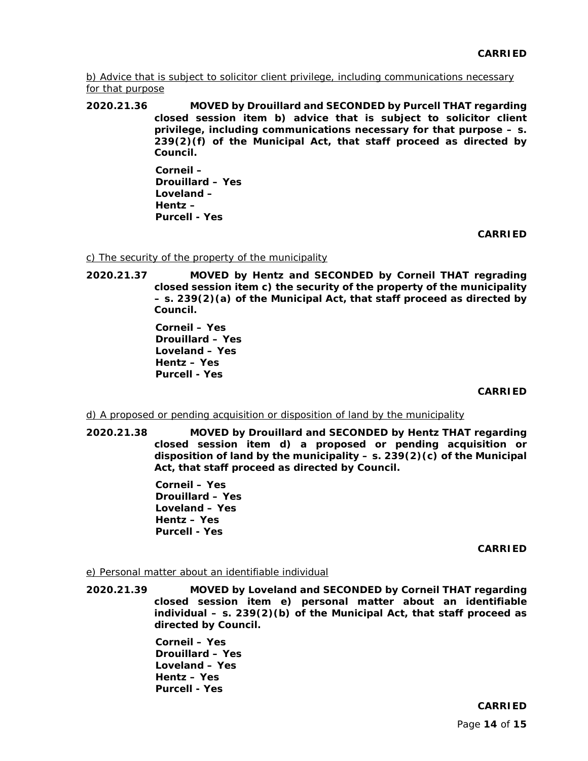**CARRIED**

b) Advice that is subject to solicitor client privilege, including communications necessary for that purpose

**2020.21.36 MOVED by Drouillard and SECONDED by Purcell THAT regarding closed session item b) advice that is subject to solicitor client privilege, including communications necessary for that purpose – s. 239(2)(f) of the Municipal Act, that staff proceed as directed by Council.**

**Corneil –**
**Drouillard – Yes**
**Loveland –**
**Hentz –**
**Purcell - Yes**

**CARRIED**

c) The security of the property of the municipality

**2020.21.37 MOVED by Hentz and SECONDED by Corneil THAT regrading closed session item c) the security of the property of the municipality – s. 239(2)(a) of the Municipal Act, that staff proceed as directed by Council.**

**Corneil – Yes**
**Drouillard – Yes**
**Loveland – Yes**
**Hentz – Yes**
**Purcell - Yes**

**CARRIED**

d) A proposed or pending acquisition or disposition of land by the municipality

**2020.21.38 MOVED by Drouillard and SECONDED by Hentz THAT regarding closed session item d) a proposed or pending acquisition or disposition of land by the municipality – s. 239(2)(c) of the Municipal Act, that staff proceed as directed by Council.**

**Corneil – Yes**
**Drouillard – Yes**
**Loveland – Yes**
**Hentz – Yes**
**Purcell - Yes**

**CARRIED**

e) Personal matter about an identifiable individual

**2020.21.39 MOVED by Loveland and SECONDED by Corneil THAT regarding closed session item e) personal matter about an identifiable individual – s. 239(2)(b) of the Municipal Act, that staff proceed as directed by Council.**

**Corneil – Yes**
**Drouillard – Yes**
**Loveland – Yes**
**Hentz – Yes**
**Purcell - Yes**

**CARRIED**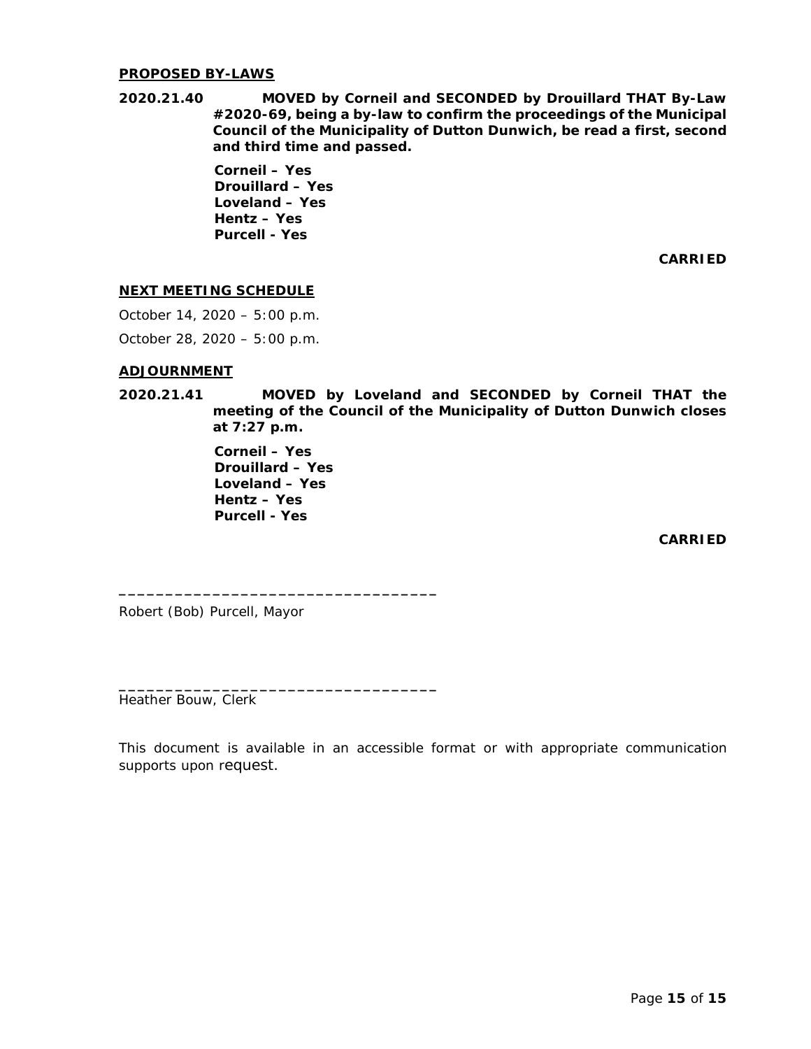**PROPOSED BY-LAWS**

**2020.21.40** **MOVED by Corneil and SECONDED by Drouillard THAT By-Law #2020-69, being a by-law to confirm the proceedings of the Municipal Council of the Municipality of Dutton Dunwich, be read a first, second and third time and passed.**

**Corneil – Yes**
**Drouillard – Yes**
**Loveland – Yes**
**Hentz – Yes**
**Purcell - Yes**

**CARRIED**

**NEXT MEETING SCHEDULE**

October 14, 2020 – 5:00 p.m.

October 28, 2020 – 5:00 p.m.

**ADJOURNMENT**

**2020.21.41** **MOVED by Loveland and SECONDED by Corneil THAT the meeting of the Council of the Municipality of Dutton Dunwich closes at 7:27 p.m.**

**Corneil – Yes**
**Drouillard – Yes**
**Loveland – Yes**
**Hentz – Yes**
**Purcell - Yes**

**CARRIED**

___________________________________
Robert (Bob) Purcell, Mayor

___________________________________
Heather Bouw, Clerk

This document is available in an accessible format or with appropriate communication supports upon request.